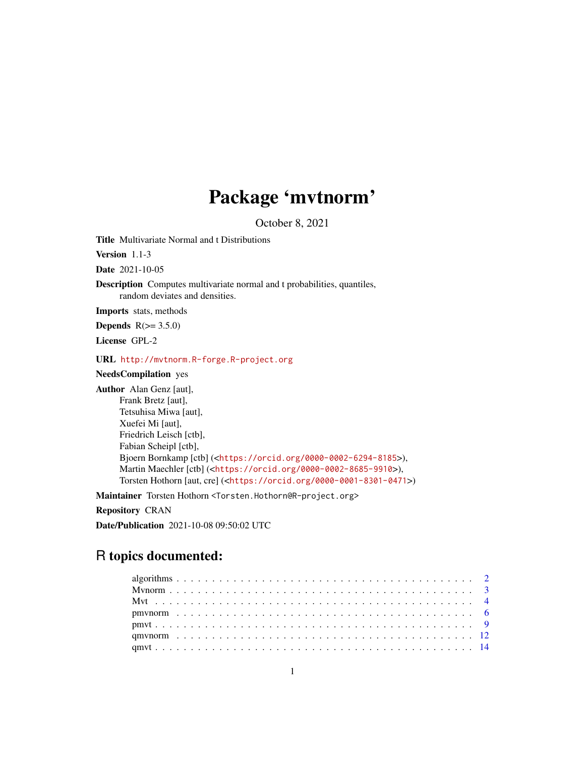# Package 'mvtnorm'

October 8, 2021

**Title** Multivariate Normal and t Distributions

**Version** 1.1-3

**Date** 2021-10-05

**Description** Computes multivariate normal and t probabilities, quantiles, random deviates and densities.

**Imports** stats, methods

**Depends** R(>= 3.5.0)

**License** GPL-2

**URL** http://mvtnorm.R-forge.R-project.org

**NeedsCompilation** yes

**Author** Alan Genz [aut],
Frank Bretz [aut],
Tetsuhisa Miwa [aut],
Xuefei Mi [aut],
Friedrich Leisch [ctb],
Fabian Scheipl [ctb],
Bjoern Bornkamp [ctb] (<https://orcid.org/0000-0002-6294-8185>),
Martin Maechler [ctb] (<https://orcid.org/0000-0002-8685-9910>),
Torsten Hothorn [aut, cre] (<https://orcid.org/0000-0001-8301-0471>)

**Maintainer** Torsten Hothorn <Torsten.Hothorn@R-project.org>

**Repository** CRAN

**Date/Publication** 2021-10-08 09:50:02 UTC

## R topics documented:

| | |
|---|---|
| algorithms | 2 |
| Mvnorm | 3 |
| Mvt | 4 |
| pmvnorm | 6 |
| pmvt | 9 |
| qmvnorm | 12 |
| qmvt | 14 |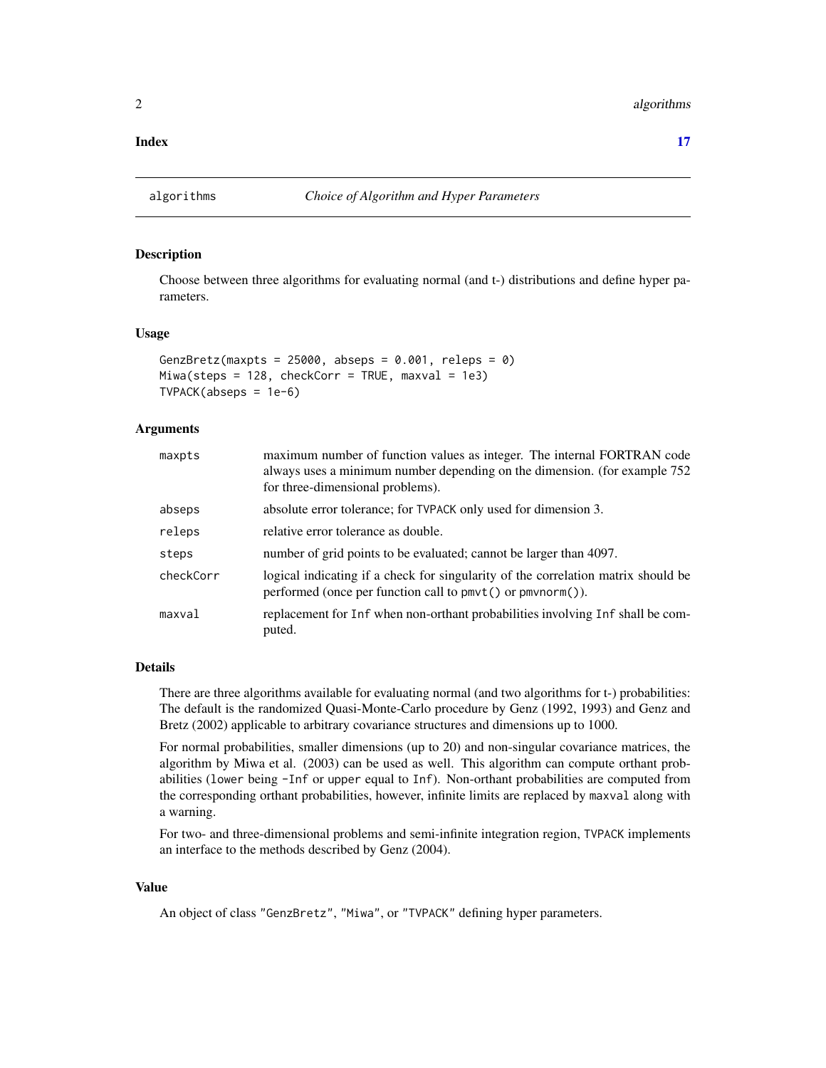**Index** 17

## algorithms *Choice of Algorithm and Hyper Parameters*

### Description

Choose between three algorithms for evaluating normal (and t-) distributions and define hyper parameters.

### Usage

```
GenzBretz(maxpts = 25000, abseps = 0.001, releps = 0)
Miwa(steps = 128, checkCorr = TRUE, maxval = 1e3)
TVPACK(abseps = 1e-6)
```

### Arguments

| | |
|---|---|
| maxpts | maximum number of function values as integer. The internal FORTRAN code always uses a minimum number depending on the dimension. (for example 752 for three-dimensional problems). |
| abseps | absolute error tolerance; for TVPACK only used for dimension 3. |
| releps | relative error tolerance as double. |
| steps | number of grid points to be evaluated; cannot be larger than 4097. |
| checkCorr | logical indicating if a check for singularity of the correlation matrix should be performed (once per function call to pmvt() or pmvnorm()). |
| maxval | replacement for Inf when non-orthant probabilities involving Inf shall be computed. |

### Details

There are three algorithms available for evaluating normal (and two algorithms for t-) probabilities: The default is the randomized Quasi-Monte-Carlo procedure by Genz (1992, 1993) and Genz and Bretz (2002) applicable to arbitrary covariance structures and dimensions up to 1000.

For normal probabilities, smaller dimensions (up to 20) and non-singular covariance matrices, the algorithm by Miwa et al. (2003) can be used as well. This algorithm can compute orthant probabilities (lower being -Inf or upper equal to Inf). Non-orthant probabilities are computed from the corresponding orthant probabilities, however, infinite limits are replaced by maxval along with a warning.

For two- and three-dimensional problems and semi-infinite integration region, TVPACK implements an interface to the methods described by Genz (2004).

### Value

An object of class "GenzBretz", "Miwa", or "TVPACK" defining hyper parameters.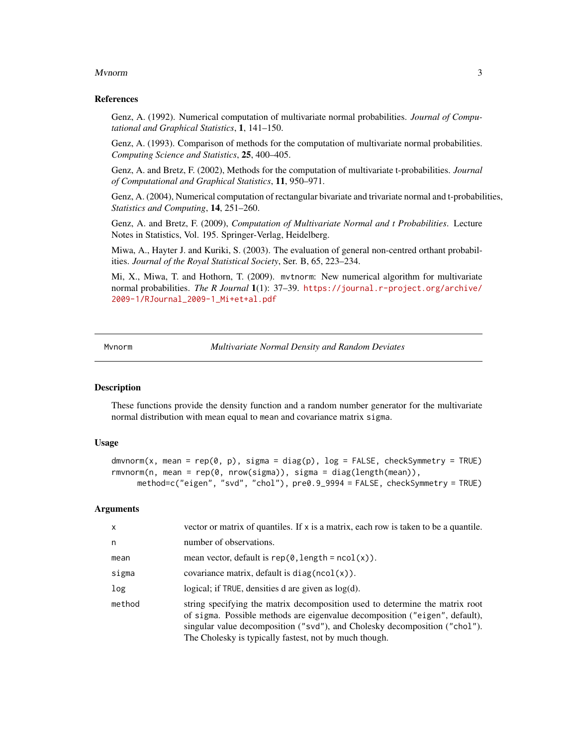### References

Genz, A. (1992). Numerical computation of multivariate normal probabilities. *Journal of Computational and Graphical Statistics*, **1**, 141–150.

Genz, A. (1993). Comparison of methods for the computation of multivariate normal probabilities. *Computing Science and Statistics*, **25**, 400–405.

Genz, A. and Bretz, F. (2002), Methods for the computation of multivariate t-probabilities. *Journal of Computational and Graphical Statistics*, **11**, 950–971.

Genz, A. (2004), Numerical computation of rectangular bivariate and trivariate normal and t-probabilities, *Statistics and Computing*, **14**, 251–260.

Genz, A. and Bretz, F. (2009), *Computation of Multivariate Normal and t Probabilities*. Lecture Notes in Statistics, Vol. 195. Springer-Verlag, Heidelberg.

Miwa, A., Hayter J. and Kuriki, S. (2003). The evaluation of general non-centred orthant probabilities. *Journal of the Royal Statistical Society*, Ser. B, 65, 223–234.

Mi, X., Miwa, T. and Hothorn, T. (2009). `mvtnorm`: New numerical algorithm for multivariate normal probabilities. *The R Journal* **1**(1): 37–39. https://journal.r-project.org/archive/2009-1/RJournal_2009-1_Mi+et+al.pdf

---

## Mvnorm — *Multivariate Normal Density and Random Deviates*

### Description

These functions provide the density function and a random number generator for the multivariate normal distribution with mean equal to `mean` and covariance matrix `sigma`.

### Usage

```
dmvnorm(x, mean = rep(0, p), sigma = diag(p), log = FALSE, checkSymmetry = TRUE)
rmvnorm(n, mean = rep(0, nrow(sigma)), sigma = diag(length(mean)),
      method=c("eigen", "svd", "chol"), pre0.9_9994 = FALSE, checkSymmetry = TRUE)
```

### Arguments

| | |
|---|---|
| `x` | vector or matrix of quantiles. If `x` is a matrix, each row is taken to be a quantile. |
| `n` | number of observations. |
| `mean` | mean vector, default is `rep(0,length = ncol(x))`. |
| `sigma` | covariance matrix, default is `diag(ncol(x))`. |
| `log` | logical; if `TRUE`, densities d are given as log(d). |
| `method` | string specifying the matrix decomposition used to determine the matrix root of `sigma`. Possible methods are eigenvalue decomposition (`"eigen"`, default), singular value decomposition (`"svd"`), and Cholesky decomposition (`"chol"`). The Cholesky is typically fastest, not by much though. |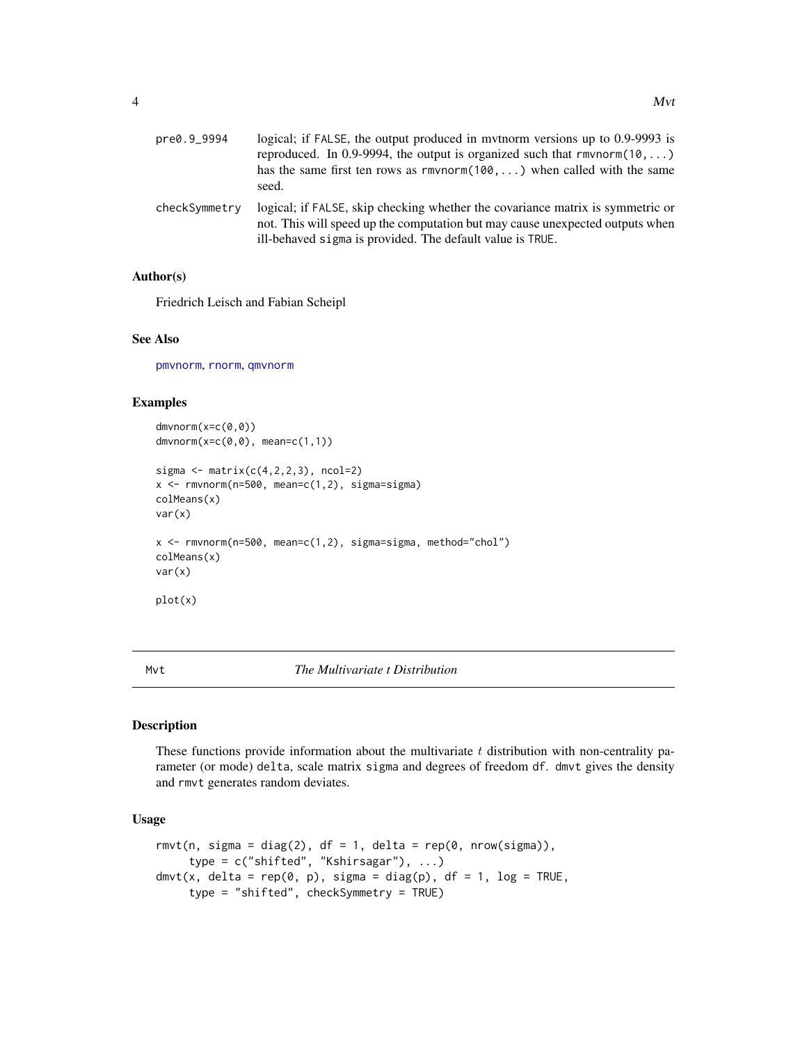| | |
|---|---|
| pre0.9_9994 | logical; if FALSE, the output produced in mvtnorm versions up to 0.9-9993 is reproduced. In 0.9-9994, the output is organized such that rmvnorm(10,...) has the same first ten rows as rmvnorm(100,...) when called with the same seed. |
| checkSymmetry | logical; if FALSE, skip checking whether the covariance matrix is symmetric or not. This will speed up the computation but may cause unexpected outputs when ill-behaved sigma is provided. The default value is TRUE. |

### Author(s)

Friedrich Leisch and Fabian Scheipl

### See Also

pmvnorm, rnorm, qmvnorm

### Examples

```
dmvnorm(x=c(0,0))
dmvnorm(x=c(0,0), mean=c(1,1))

sigma <- matrix(c(4,2,2,3), ncol=2)
x <- rmvnorm(n=500, mean=c(1,2), sigma=sigma)
colMeans(x)
var(x)

x <- rmvnorm(n=500, mean=c(1,2), sigma=sigma, method="chol")
colMeans(x)
var(x)

plot(x)
```

## Mvt — *The Multivariate t Distribution*

### Description

These functions provide information about the multivariate $t$ distribution with non-centrality parameter (or mode) delta, scale matrix sigma and degrees of freedom df. dmvt gives the density and rmvt generates random deviates.

### Usage

```
rmvt(n, sigma = diag(2), df = 1, delta = rep(0, nrow(sigma)),
     type = c("shifted", "Kshirsagar"), ...)
dmvt(x, delta = rep(0, p), sigma = diag(p), df = 1, log = TRUE,
     type = "shifted", checkSymmetry = TRUE)
```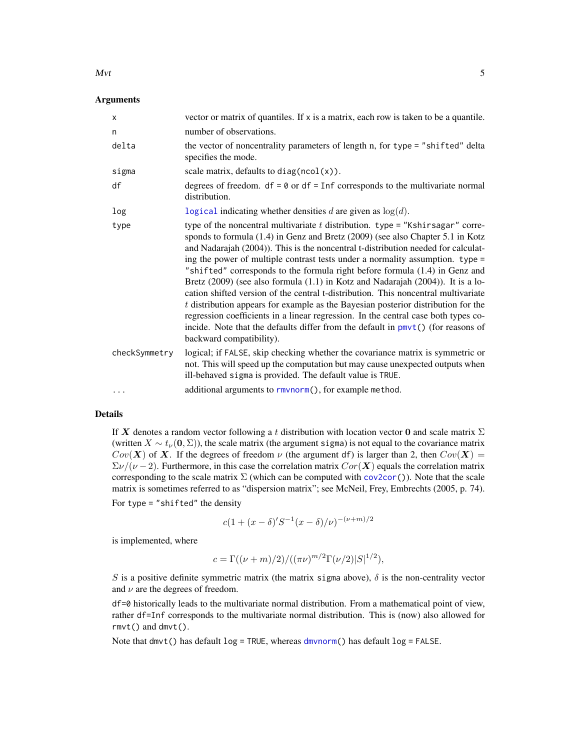### Arguments

| | |
|---|---|
| `x` | vector or matrix of quantiles. If `x` is a matrix, each row is taken to be a quantile. |
| `n` | number of observations. |
| `delta` | the vector of noncentrality parameters of length n, for `type = "shifted"` delta specifies the mode. |
| `sigma` | scale matrix, defaults to `diag(ncol(x))`. |
| `df` | degrees of freedom. `df = 0` or `df = Inf` corresponds to the multivariate normal distribution. |
| `log` | `logical` indicating whether densities $d$ are given as $\log(d)$. |
| `type` | type of the noncentral multivariate $t$ distribution. `type = "Kshirsagar"` corresponds to formula (1.4) in Genz and Bretz (2009) (see also Chapter 5.1 in Kotz and Nadarajah (2004)). This is the noncentral t-distribution needed for calculating the power of multiple contrast tests under a normality assumption. `type = "shifted"` corresponds to the formula right before formula (1.4) in Genz and Bretz (2009) (see also formula (1.1) in Kotz and Nadarajah (2004)). It is a location shifted version of the central t-distribution. This noncentral multivariate $t$ distribution appears for example as the Bayesian posterior distribution for the regression coefficients in a linear regression. In the central case both types coincide. Note that the defaults differ from the default in `pmvt()` (for reasons of backward compatibility). |
| `checkSymmetry` | logical; if `FALSE`, skip checking whether the covariance matrix is symmetric or not. This will speed up the computation but may cause unexpected outputs when ill-behaved `sigma` is provided. The default value is `TRUE`. |
| `...` | additional arguments to `rmvnorm()`, for example `method`. |

### Details

If $\boldsymbol{X}$ denotes a random vector following a $t$ distribution with location vector $\mathbf{0}$ and scale matrix $\Sigma$ (written $X \sim t_\nu(\mathbf{0}, \Sigma)$), the scale matrix (the argument `sigma`) is not equal to the covariance matrix $Cov(\boldsymbol{X})$ of $\boldsymbol{X}$. If the degrees of freedom $\nu$ (the argument `df`) is larger than 2, then $Cov(\boldsymbol{X}) = \Sigma\nu/(\nu - 2)$. Furthermore, in this case the correlation matrix $Cor(\boldsymbol{X})$ equals the correlation matrix corresponding to the scale matrix $\Sigma$ (which can be computed with `cov2cor()`). Note that the scale matrix is sometimes referred to as "dispersion matrix"; see McNeil, Frey, Embrechts (2005, p. 74).

For `type = "shifted"` the density

$$c(1 + (x - \delta)' S^{-1} (x - \delta)/\nu)^{-(\nu+m)/2}$$

is implemented, where

$$c = \Gamma((\nu + m)/2)/((\pi\nu)^{m/2}\Gamma(\nu/2)|S|^{1/2}),$$

$S$ is a positive definite symmetric matrix (the matrix `sigma` above), $\delta$ is the non-centrality vector and $\nu$ are the degrees of freedom.

`df=0` historically leads to the multivariate normal distribution. From a mathematical point of view, rather `df=Inf` corresponds to the multivariate normal distribution. This is (now) also allowed for `rmvt()` and `dmvt()`.

Note that `dmvt()` has default `log = TRUE`, whereas `dmvnorm()` has default `log = FALSE`.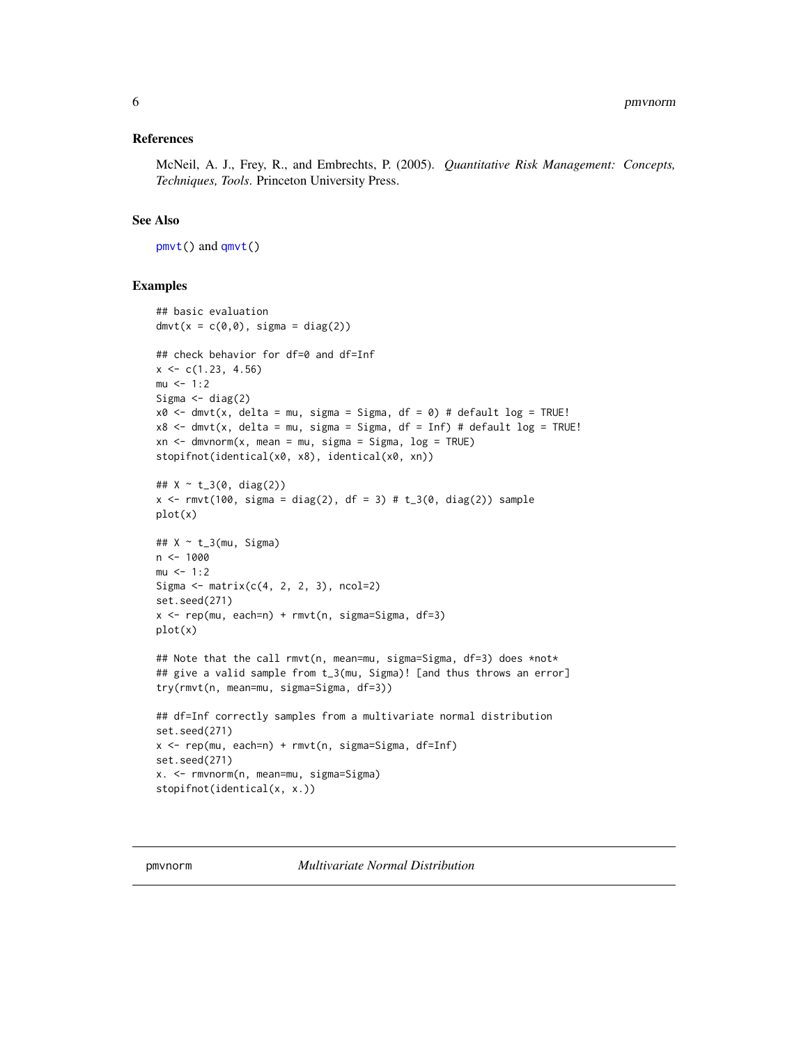### References

McNeil, A. J., Frey, R., and Embrechts, P. (2005). *Quantitative Risk Management: Concepts, Techniques, Tools*. Princeton University Press.

### See Also

`pmvt()` and `qmvt()`

### Examples

```
## basic evaluation
dmvt(x = c(0,0), sigma = diag(2))

## check behavior for df=0 and df=Inf
x <- c(1.23, 4.56)
mu <- 1:2
Sigma <- diag(2)
x0 <- dmvt(x, delta = mu, sigma = Sigma, df = 0) # default log = TRUE!
x8 <- dmvt(x, delta = mu, sigma = Sigma, df = Inf) # default log = TRUE!
xn <- dmvnorm(x, mean = mu, sigma = Sigma, log = TRUE)
stopifnot(identical(x0, x8), identical(x0, xn))

## X ~ t_3(0, diag(2))
x <- rmvt(100, sigma = diag(2), df = 3) # t_3(0, diag(2)) sample
plot(x)

## X ~ t_3(mu, Sigma)
n <- 1000
mu <- 1:2
Sigma <- matrix(c(4, 2, 2, 3), ncol=2)
set.seed(271)
x <- rep(mu, each=n) + rmvt(n, sigma=Sigma, df=3)
plot(x)

## Note that the call rmvt(n, mean=mu, sigma=Sigma, df=3) does *not*
## give a valid sample from t_3(mu, Sigma)! [and thus throws an error]
try(rmvt(n, mean=mu, sigma=Sigma, df=3))

## df=Inf correctly samples from a multivariate normal distribution
set.seed(271)
x <- rep(mu, each=n) + rmvt(n, sigma=Sigma, df=Inf)
set.seed(271)
x. <- rmvnorm(n, mean=mu, sigma=Sigma)
stopifnot(identical(x, x.))
```

## pmvnorm *Multivariate Normal Distribution*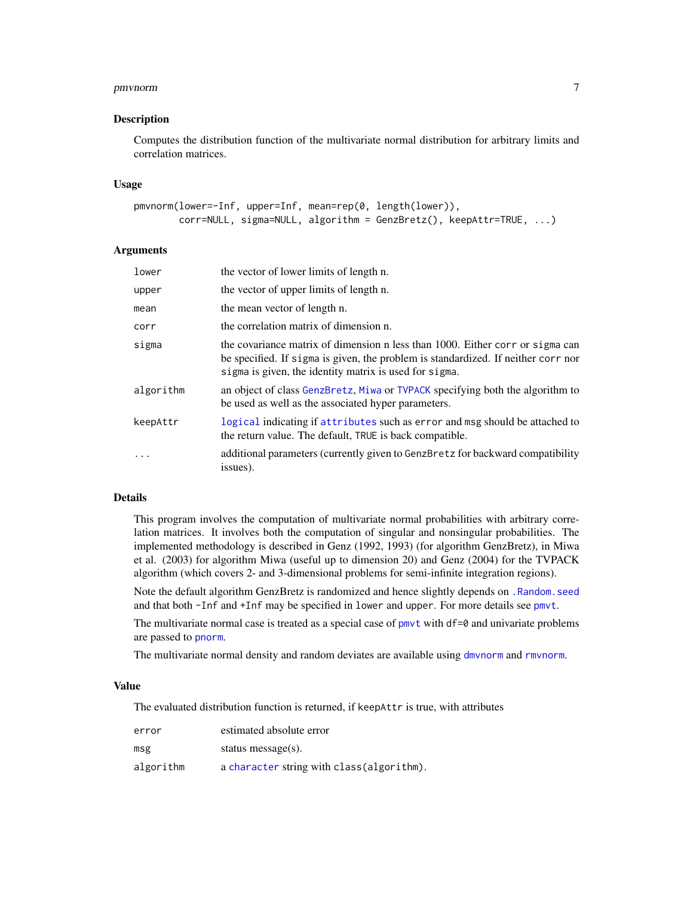## Description

Computes the distribution function of the multivariate normal distribution for arbitrary limits and correlation matrices.

## Usage

```
pmvnorm(lower=-Inf, upper=Inf, mean=rep(0, length(lower)),
        corr=NULL, sigma=NULL, algorithm = GenzBretz(), keepAttr=TRUE, ...)
```

## Arguments

| | |
|---|---|
| `lower` | the vector of lower limits of length n. |
| `upper` | the vector of upper limits of length n. |
| `mean` | the mean vector of length n. |
| `corr` | the correlation matrix of dimension n. |
| `sigma` | the covariance matrix of dimension n less than 1000. Either `corr` or `sigma` can be specified. If `sigma` is given, the problem is standardized. If neither `corr` nor `sigma` is given, the identity matrix is used for `sigma`. |
| `algorithm` | an object of class `GenzBretz`, `Miwa` or `TVPACK` specifying both the algorithm to be used as well as the associated hyper parameters. |
| `keepAttr` | `logical` indicating if `attributes` such as `error` and `msg` should be attached to the return value. The default, `TRUE` is back compatible. |
| `...` | additional parameters (currently given to `GenzBretz` for backward compatibility issues). |

## Details

This program involves the computation of multivariate normal probabilities with arbitrary correlation matrices. It involves both the computation of singular and nonsingular probabilities. The implemented methodology is described in Genz (1992, 1993) (for algorithm GenzBretz), in Miwa et al. (2003) for algorithm Miwa (useful up to dimension 20) and Genz (2004) for the TVPACK algorithm (which covers 2- and 3-dimensional problems for semi-infinite integration regions).

Note the default algorithm GenzBretz is randomized and hence slightly depends on `.Random.seed` and that both `-Inf` and `+Inf` may be specified in `lower` and `upper`. For more details see `pmvt`.

The multivariate normal case is treated as a special case of `pmvt` with `df=0` and univariate problems are passed to `pnorm`.

The multivariate normal density and random deviates are available using `dmvnorm` and `rmvnorm`.

## Value

The evaluated distribution function is returned, if `keepAttr` is true, with attributes

| | |
|---|---|
| `error` | estimated absolute error |
| `msg` | status message(s). |
| `algorithm` | a `character` string with `class(algorithm)`. |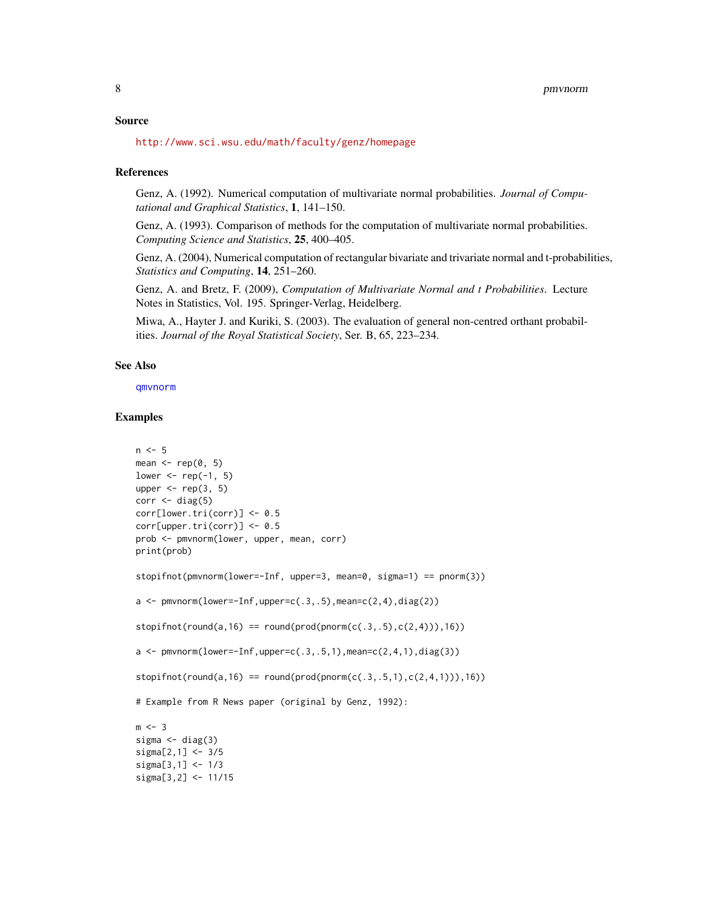## Source

http://www.sci.wsu.edu/math/faculty/genz/homepage

## References

Genz, A. (1992). Numerical computation of multivariate normal probabilities. *Journal of Computational and Graphical Statistics*, **1**, 141–150.

Genz, A. (1993). Comparison of methods for the computation of multivariate normal probabilities. *Computing Science and Statistics*, **25**, 400–405.

Genz, A. (2004), Numerical computation of rectangular bivariate and trivariate normal and t-probabilities, *Statistics and Computing*, **14**, 251–260.

Genz, A. and Bretz, F. (2009), *Computation of Multivariate Normal and t Probabilities*. Lecture Notes in Statistics, Vol. 195. Springer-Verlag, Heidelberg.

Miwa, A., Hayter J. and Kuriki, S. (2003). The evaluation of general non-centred orthant probabilities. *Journal of the Royal Statistical Society*, Ser. B, 65, 223–234.

## See Also

qmvnorm

## Examples

```
n <- 5
mean <- rep(0, 5)
lower <- rep(-1, 5)
upper <- rep(3, 5)
corr <- diag(5)
corr[lower.tri(corr)] <- 0.5
corr[upper.tri(corr)] <- 0.5
prob <- pmvnorm(lower, upper, mean, corr)
print(prob)

stopifnot(pmvnorm(lower=-Inf, upper=3, mean=0, sigma=1) == pnorm(3))

a <- pmvnorm(lower=-Inf,upper=c(.3,.5),mean=c(2,4),diag(2))

stopifnot(round(a,16) == round(prod(pnorm(c(.3,.5),c(2,4))),16))

a <- pmvnorm(lower=-Inf,upper=c(.3,.5,1),mean=c(2,4,1),diag(3))

stopifnot(round(a,16) == round(prod(pnorm(c(.3,.5,1),c(2,4,1))),16))

# Example from R News paper (original by Genz, 1992):

m <- 3
sigma <- diag(3)
sigma[2,1] <- 3/5
sigma[3,1] <- 1/3
sigma[3,2] <- 11/15
```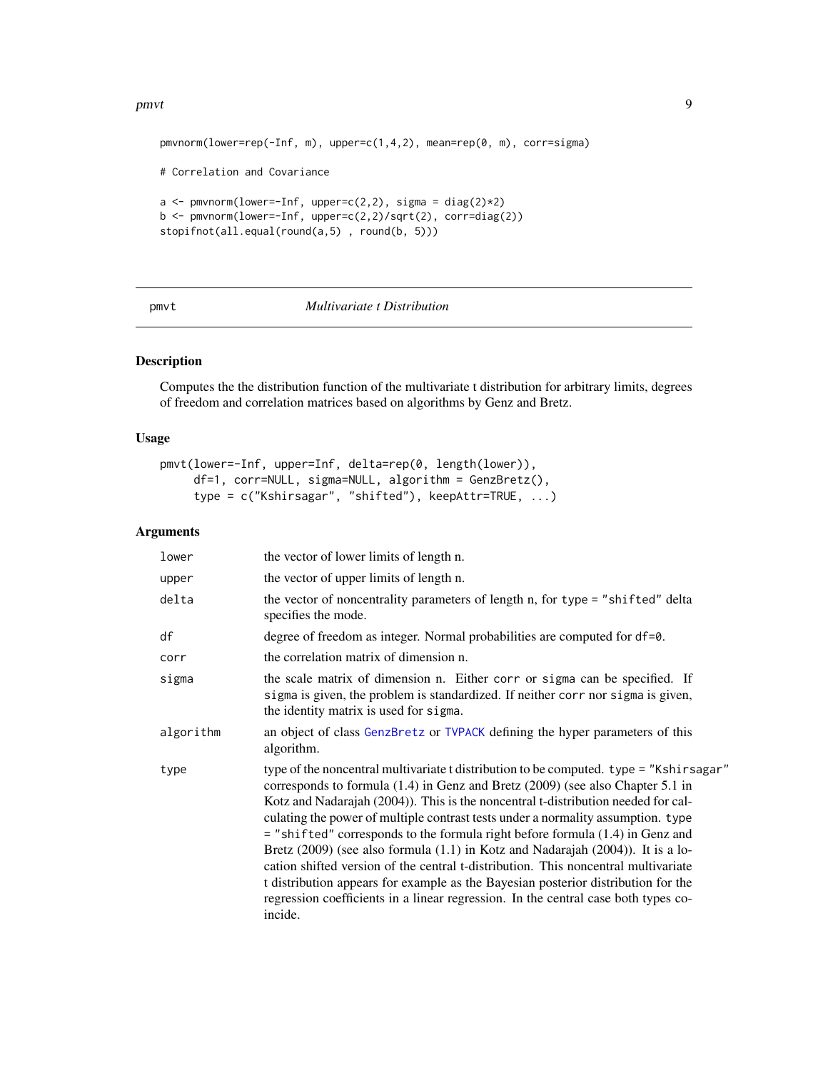```
pmvnorm(lower=rep(-Inf, m), upper=c(1,4,2), mean=rep(0, m), corr=sigma)

# Correlation and Covariance

a <- pmvnorm(lower=-Inf, upper=c(2,2), sigma = diag(2)*2)
b <- pmvnorm(lower=-Inf, upper=c(2,2)/sqrt(2), corr=diag(2))
stopifnot(all.equal(round(a,5) , round(b, 5)))
```

---

## pmvt — *Multivariate t Distribution*

---

### Description

Computes the the distribution function of the multivariate t distribution for arbitrary limits, degrees of freedom and correlation matrices based on algorithms by Genz and Bretz.

### Usage

```
pmvt(lower=-Inf, upper=Inf, delta=rep(0, length(lower)),
     df=1, corr=NULL, sigma=NULL, algorithm = GenzBretz(),
     type = c("Kshirsagar", "shifted"), keepAttr=TRUE, ...)
```

### Arguments

| | |
|---|---|
| `lower` | the vector of lower limits of length n. |
| `upper` | the vector of upper limits of length n. |
| `delta` | the vector of noncentrality parameters of length n, for `type = "shifted"` delta specifies the mode. |
| `df` | degree of freedom as integer. Normal probabilities are computed for `df=0`. |
| `corr` | the correlation matrix of dimension n. |
| `sigma` | the scale matrix of dimension n. Either `corr` or `sigma` can be specified. If `sigma` is given, the problem is standardized. If neither `corr` nor `sigma` is given, the identity matrix is used for `sigma`. |
| `algorithm` | an object of class `GenzBretz` or `TVPACK` defining the hyper parameters of this algorithm. |
| `type` | type of the noncentral multivariate t distribution to be computed. `type = "Kshirsagar"` corresponds to formula (1.4) in Genz and Bretz (2009) (see also Chapter 5.1 in Kotz and Nadarajah (2004)). This is the noncentral t-distribution needed for calculating the power of multiple contrast tests under a normality assumption. `type = "shifted"` corresponds to the formula right before formula (1.4) in Genz and Bretz (2009) (see also formula (1.1) in Kotz and Nadarajah (2004)). It is a location shifted version of the central t-distribution. This noncentral multivariate t distribution appears for example as the Bayesian posterior distribution for the regression coefficients in a linear regression. In the central case both types coincide. |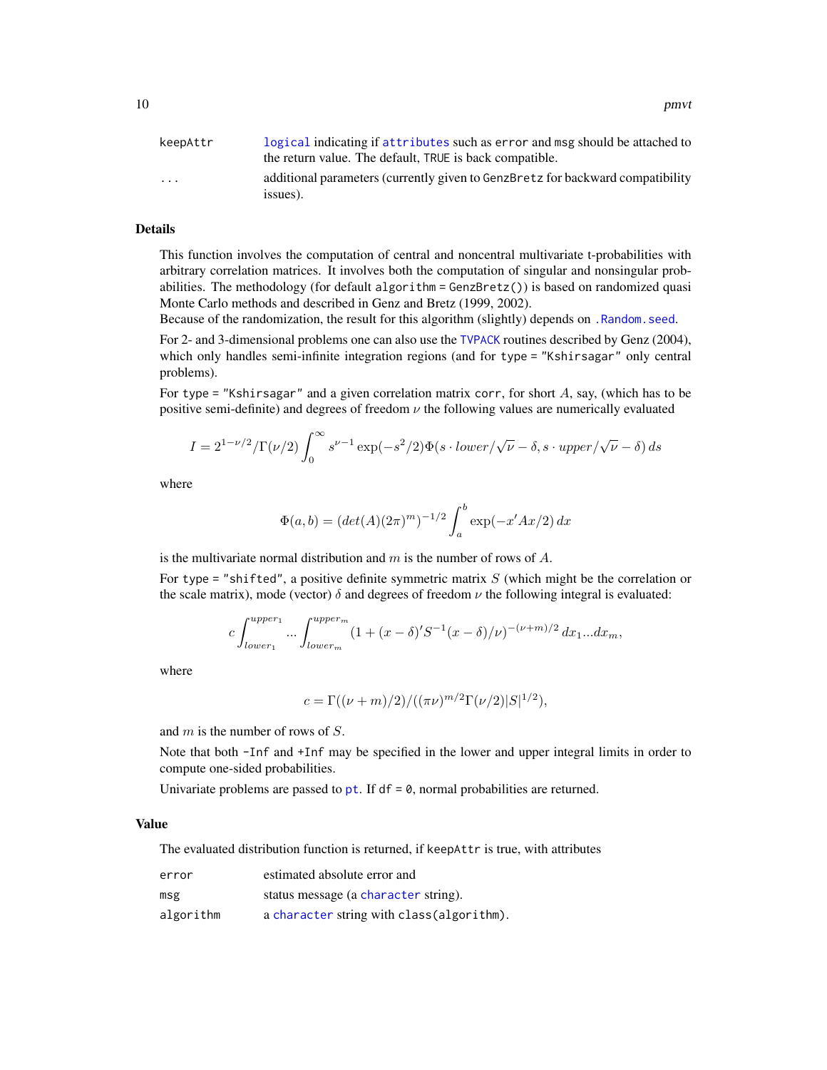| | |
|---|---|
| keepAttr | logical indicating if attributes such as error and msg should be attached to the return value. The default, TRUE is back compatible. |
| ... | additional parameters (currently given to GenzBretz for backward compatibility issues). |

## Details

This function involves the computation of central and noncentral multivariate t-probabilities with arbitrary correlation matrices. It involves both the computation of singular and nonsingular probabilities. The methodology (for default `algorithm = GenzBretz()`) is based on randomized quasi Monte Carlo methods and described in Genz and Bretz (1999, 2002).
Because of the randomization, the result for this algorithm (slightly) depends on `.Random.seed`.

For 2- and 3-dimensional problems one can also use the TVPACK routines described by Genz (2004), which only handles semi-infinite integration regions (and for `type = "Kshirsagar"` only central problems).

For `type = "Kshirsagar"` and a given correlation matrix `corr`, for short $A$, say, (which has to be positive semi-definite) and degrees of freedom $\nu$ the following values are numerically evaluated

$$I = 2^{1-\nu/2}/\Gamma(\nu/2)\int_0^\infty s^{\nu-1}\exp(-s^2/2)\Phi(s\cdot lower/\sqrt{\nu}-\delta, s\cdot upper/\sqrt{\nu}-\delta)\,ds$$

where

$$\Phi(a,b) = (det(A)(2\pi)^m)^{-1/2}\int_a^b \exp(-x'Ax/2)\,dx$$

is the multivariate normal distribution and $m$ is the number of rows of $A$.

For `type = "shifted"`, a positive definite symmetric matrix $S$ (which might be the correlation or the scale matrix), mode (vector) $\delta$ and degrees of freedom $\nu$ the following integral is evaluated:

$$c\int_{lower_1}^{upper_1} ... \int_{lower_m}^{upper_m} (1+(x-\delta)'S^{-1}(x-\delta)/\nu)^{-(\nu+m)/2}\,dx_1...dx_m,$$

where

$$c = \Gamma((\nu+m)/2)/((\pi\nu)^{m/2}\Gamma(\nu/2)|S|^{1/2}),$$

and $m$ is the number of rows of $S$.

Note that both `-Inf` and `+Inf` may be specified in the lower and upper integral limits in order to compute one-sided probabilities.

Univariate problems are passed to `pt`. If `df = 0`, normal probabilities are returned.

## Value

The evaluated distribution function is returned, if `keepAttr` is true, with attributes

| | |
|---|---|
| error | estimated absolute error and |
| msg | status message (a character string). |
| algorithm | a character string with `class(algorithm)`. |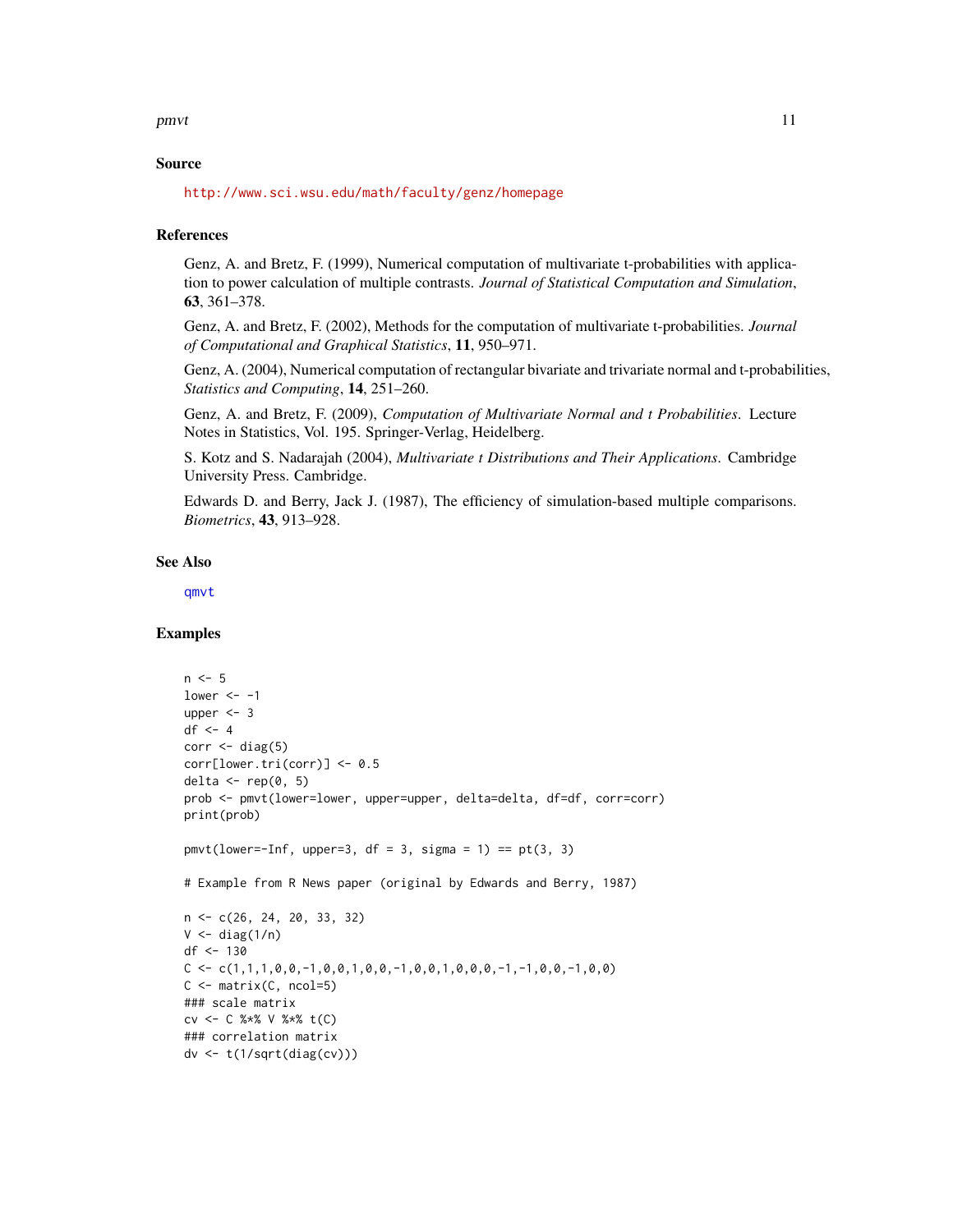## Source

http://www.sci.wsu.edu/math/faculty/genz/homepage

## References

Genz, A. and Bretz, F. (1999), Numerical computation of multivariate t-probabilities with application to power calculation of multiple contrasts. *Journal of Statistical Computation and Simulation*, **63**, 361–378.

Genz, A. and Bretz, F. (2002), Methods for the computation of multivariate t-probabilities. *Journal of Computational and Graphical Statistics*, **11**, 950–971.

Genz, A. (2004), Numerical computation of rectangular bivariate and trivariate normal and t-probabilities, *Statistics and Computing*, **14**, 251–260.

Genz, A. and Bretz, F. (2009), *Computation of Multivariate Normal and t Probabilities*. Lecture Notes in Statistics, Vol. 195. Springer-Verlag, Heidelberg.

S. Kotz and S. Nadarajah (2004), *Multivariate t Distributions and Their Applications*. Cambridge University Press. Cambridge.

Edwards D. and Berry, Jack J. (1987), The efficiency of simulation-based multiple comparisons. *Biometrics*, **43**, 913–928.

## See Also

qmvt

## Examples

```
n <- 5
lower <- -1
upper <- 3
df <- 4
corr <- diag(5)
corr[lower.tri(corr)] <- 0.5
delta <- rep(0, 5)
prob <- pmvt(lower=lower, upper=upper, delta=delta, df=df, corr=corr)
print(prob)

pmvt(lower=-Inf, upper=3, df = 3, sigma = 1) == pt(3, 3)

# Example from R News paper (original by Edwards and Berry, 1987)

n <- c(26, 24, 20, 33, 32)
V <- diag(1/n)
df <- 130
C <- c(1,1,1,0,0,-1,0,0,1,0,0,-1,0,0,1,0,0,0,-1,-1,0,0,-1,0,0)
C <- matrix(C, ncol=5)
### scale matrix
cv <- C %*% V %*% t(C)
### correlation matrix
dv <- t(1/sqrt(diag(cv)))
```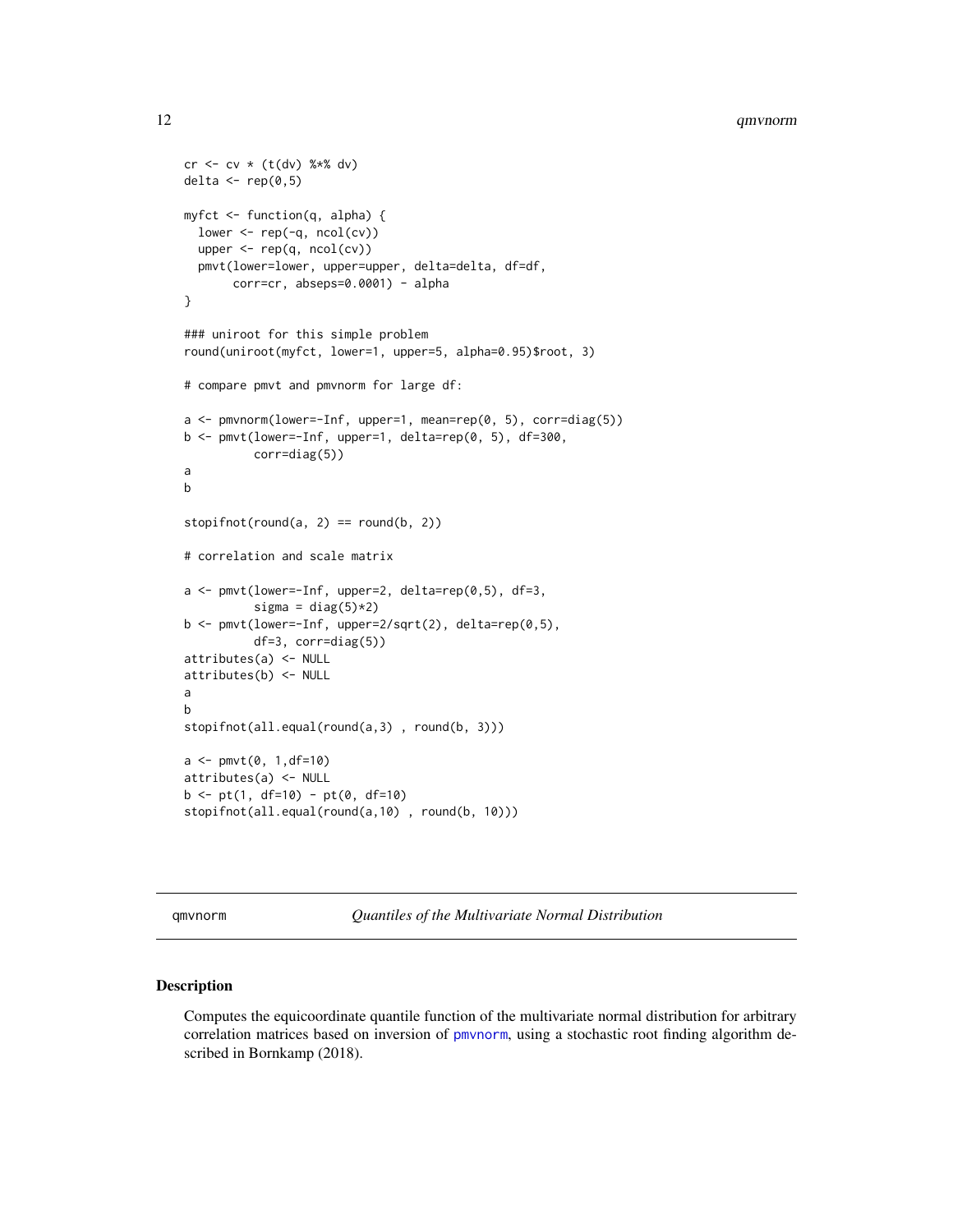```
cr <- cv * (t(dv) %*% dv)
delta <- rep(0,5)

myfct <- function(q, alpha) {
  lower <- rep(-q, ncol(cv))
  upper <- rep(q, ncol(cv))
  pmvt(lower=lower, upper=upper, delta=delta, df=df,
       corr=cr, abseps=0.0001) - alpha
}

### uniroot for this simple problem
round(uniroot(myfct, lower=1, upper=5, alpha=0.95)$root, 3)

# compare pmvt and pmvnorm for large df:

a <- pmvnorm(lower=-Inf, upper=1, mean=rep(0, 5), corr=diag(5))
b <- pmvt(lower=-Inf, upper=1, delta=rep(0, 5), df=300,
          corr=diag(5))
a
b

stopifnot(round(a, 2) == round(b, 2))

# correlation and scale matrix

a <- pmvt(lower=-Inf, upper=2, delta=rep(0,5), df=3,
          sigma = diag(5)*2)
b <- pmvt(lower=-Inf, upper=2/sqrt(2), delta=rep(0,5),
          df=3, corr=diag(5))
attributes(a) <- NULL
attributes(b) <- NULL
a
b
stopifnot(all.equal(round(a,3) , round(b, 3)))

a <- pmvt(0, 1,df=10)
attributes(a) <- NULL
b <- pt(1, df=10) - pt(0, df=10)
stopifnot(all.equal(round(a,10) , round(b, 10)))
```

---

qmvnorm — *Quantiles of the Multivariate Normal Distribution*

## Description

Computes the equicoordinate quantile function of the multivariate normal distribution for arbitrary correlation matrices based on inversion of pmvnorm, using a stochastic root finding algorithm described in Bornkamp (2018).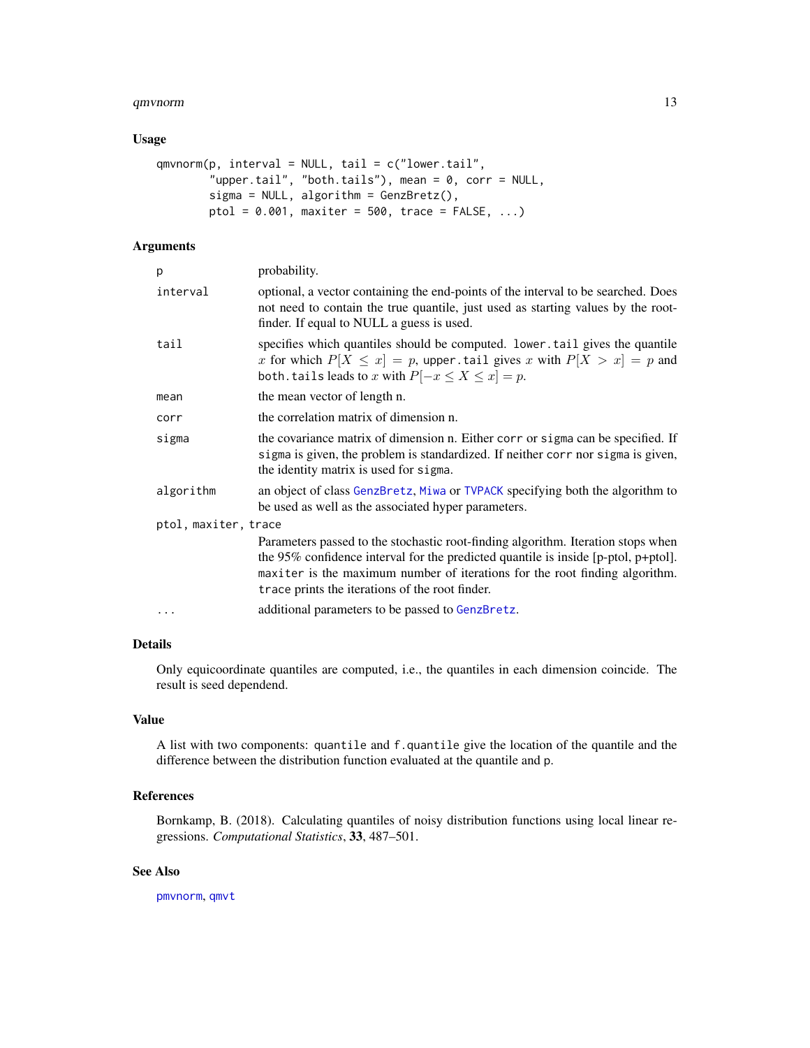### Usage

```
qmvnorm(p, interval = NULL, tail = c("lower.tail",
        "upper.tail", "both.tails"), mean = 0, corr = NULL,
        sigma = NULL, algorithm = GenzBretz(),
        ptol = 0.001, maxiter = 500, trace = FALSE, ...)
```

### Arguments

| | |
|---|---|
| `p` | probability. |
| `interval` | optional, a vector containing the end-points of the interval to be searched. Does not need to contain the true quantile, just used as starting values by the root-finder. If equal to NULL a guess is used. |
| `tail` | specifies which quantiles should be computed. `lower.tail` gives the quantile $x$ for which $P[X \leq x] = p$, `upper.tail` gives $x$ with $P[X > x] = p$ and `both.tails` leads to $x$ with $P[-x \leq X \leq x] = p$. |
| `mean` | the mean vector of length n. |
| `corr` | the correlation matrix of dimension n. |
| `sigma` | the covariance matrix of dimension n. Either `corr` or `sigma` can be specified. If `sigma` is given, the problem is standardized. If neither `corr` nor `sigma` is given, the identity matrix is used for `sigma`. |
| `algorithm` | an object of class `GenzBretz`, `Miwa` or `TVPACK` specifying both the algorithm to be used as well as the associated hyper parameters. |
| `ptol, maxiter, trace` | Parameters passed to the stochastic root-finding algorithm. Iteration stops when the 95% confidence interval for the predicted quantile is inside [p-ptol, p+ptol]. `maxiter` is the maximum number of iterations for the root finding algorithm. `trace` prints the iterations of the root finder. |
| `...` | additional parameters to be passed to `GenzBretz`. |

### Details

Only equicoordinate quantiles are computed, i.e., the quantiles in each dimension coincide. The result is seed dependend.

### Value

A list with two components: `quantile` and `f.quantile` give the location of the quantile and the difference between the distribution function evaluated at the quantile and `p`.

### References

Bornkamp, B. (2018). Calculating quantiles of noisy distribution functions using local linear regressions. *Computational Statistics*, **33**, 487–501.

### See Also

`pmvnorm`, `qmvt`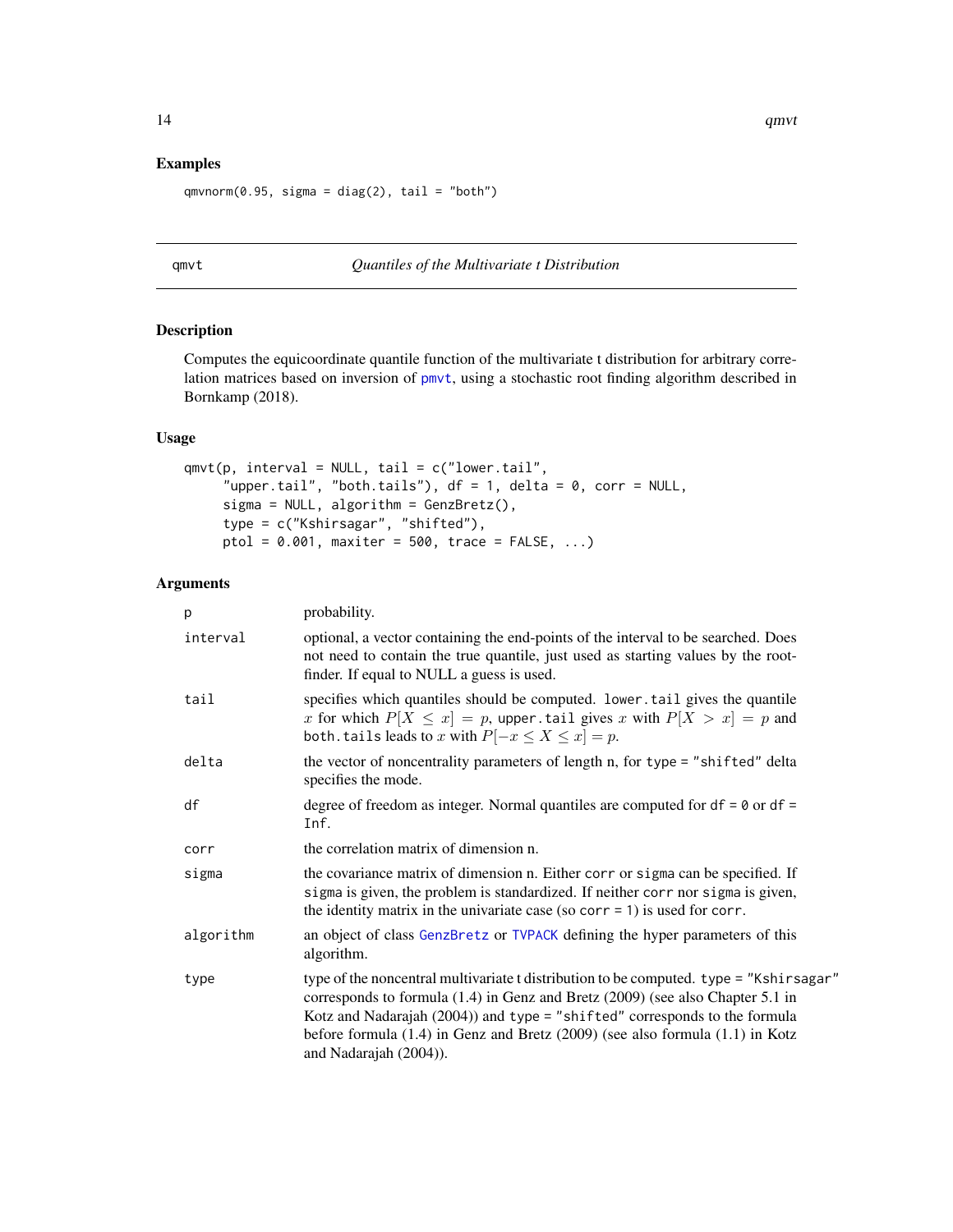## Examples

```
qmvnorm(0.95, sigma = diag(2), tail = "both")
```

---

## qmvt — *Quantiles of the Multivariate t Distribution*

### Description

Computes the equicoordinate quantile function of the multivariate t distribution for arbitrary correlation matrices based on inversion of pmvt, using a stochastic root finding algorithm described in Bornkamp (2018).

### Usage

```
qmvt(p, interval = NULL, tail = c("lower.tail",
     "upper.tail", "both.tails"), df = 1, delta = 0, corr = NULL,
     sigma = NULL, algorithm = GenzBretz(),
     type = c("Kshirsagar", "shifted"),
     ptol = 0.001, maxiter = 500, trace = FALSE, ...)
```

### Arguments

| | |
|---|---|
| `p` | probability. |
| `interval` | optional, a vector containing the end-points of the interval to be searched. Does not need to contain the true quantile, just used as starting values by the root-finder. If equal to NULL a guess is used. |
| `tail` | specifies which quantiles should be computed. `lower.tail` gives the quantile $x$ for which $P[X \leq x] = p$, `upper.tail` gives $x$ with $P[X > x] = p$ and `both.tails` leads to $x$ with $P[-x \leq X \leq x] = p$. |
| `delta` | the vector of noncentrality parameters of length n, for `type = "shifted"` delta specifies the mode. |
| `df` | degree of freedom as integer. Normal quantiles are computed for `df = 0` or `df = Inf`. |
| `corr` | the correlation matrix of dimension n. |
| `sigma` | the covariance matrix of dimension n. Either `corr` or `sigma` can be specified. If `sigma` is given, the problem is standardized. If neither `corr` nor `sigma` is given, the identity matrix in the univariate case (so `corr = 1`) is used for `corr`. |
| `algorithm` | an object of class GenzBretz or TVPACK defining the hyper parameters of this algorithm. |
| `type` | type of the noncentral multivariate t distribution to be computed. `type = "Kshirsagar"` corresponds to formula (1.4) in Genz and Bretz (2009) (see also Chapter 5.1 in Kotz and Nadarajah (2004)) and `type = "shifted"` corresponds to the formula before formula (1.4) in Genz and Bretz (2009) (see also formula (1.1) in Kotz and Nadarajah (2004)). |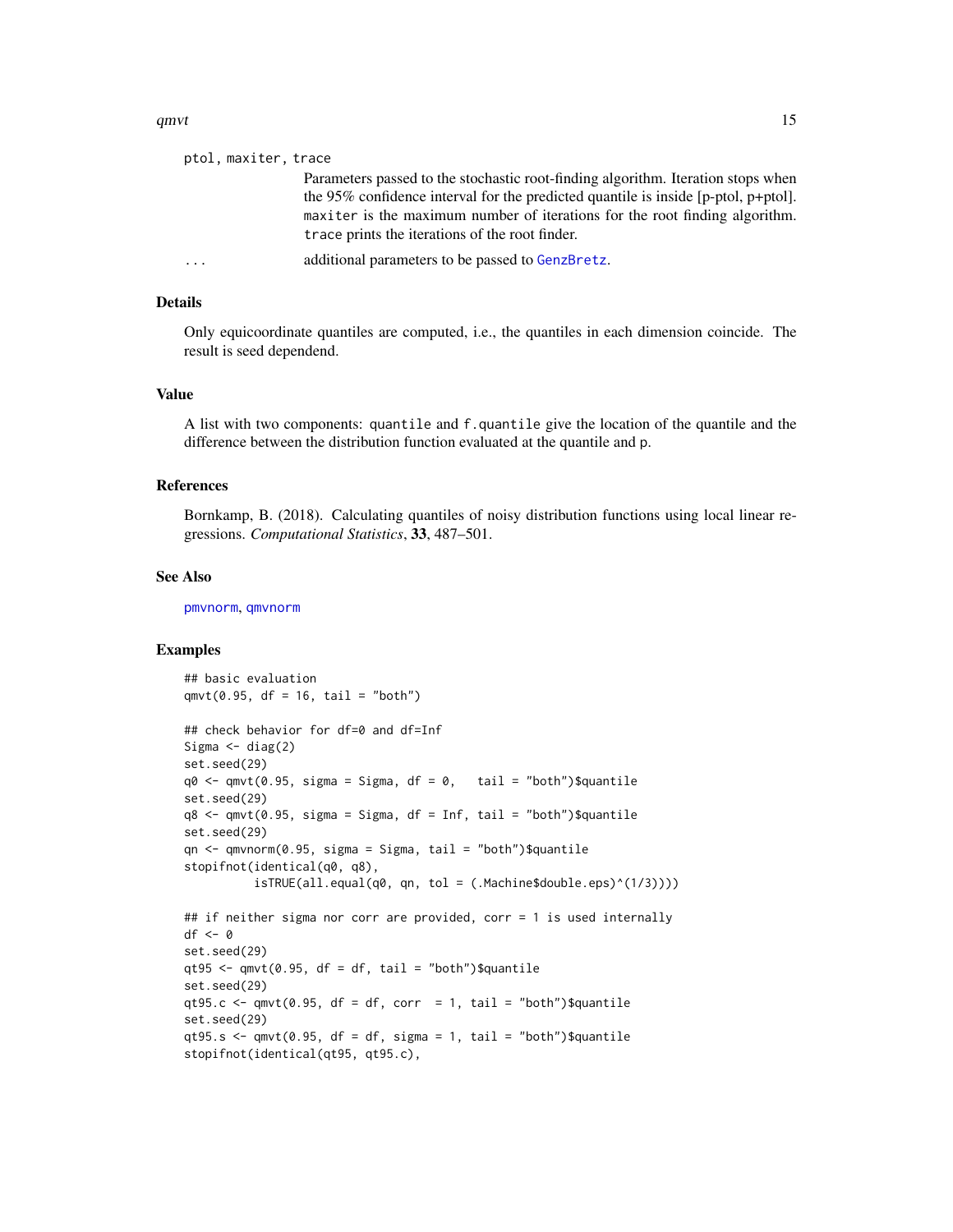`ptol, maxiter, trace`
: Parameters passed to the stochastic root-finding algorithm. Iteration stops when the 95% confidence interval for the predicted quantile is inside [p-ptol, p+ptol]. `maxiter` is the maximum number of iterations for the root finding algorithm. `trace` prints the iterations of the root finder.

`...`
: additional parameters to be passed to `GenzBretz`.

## Details

Only equicoordinate quantiles are computed, i.e., the quantiles in each dimension coincide. The result is seed dependend.

## Value

A list with two components: `quantile` and `f.quantile` give the location of the quantile and the difference between the distribution function evaluated at the quantile and `p`.

## References

Bornkamp, B. (2018). Calculating quantiles of noisy distribution functions using local linear regressions. *Computational Statistics*, **33**, 487–501.

## See Also

`pmvnorm`, `qmvnorm`

## Examples

```
## basic evaluation
qmvt(0.95, df = 16, tail = "both")

## check behavior for df=0 and df=Inf
Sigma <- diag(2)
set.seed(29)
q0 <- qmvt(0.95, sigma = Sigma, df = 0,   tail = "both")$quantile
set.seed(29)
q8 <- qmvt(0.95, sigma = Sigma, df = Inf, tail = "both")$quantile
set.seed(29)
qn <- qmvnorm(0.95, sigma = Sigma, tail = "both")$quantile
stopifnot(identical(q0, q8),
          isTRUE(all.equal(q0, qn, tol = (.Machine$double.eps)^(1/3))))

## if neither sigma nor corr are provided, corr = 1 is used internally
df <- 0
set.seed(29)
qt95 <- qmvt(0.95, df = df, tail = "both")$quantile
set.seed(29)
qt95.c <- qmvt(0.95, df = df, corr  = 1, tail = "both")$quantile
set.seed(29)
qt95.s <- qmvt(0.95, df = df, sigma = 1, tail = "both")$quantile
stopifnot(identical(qt95, qt95.c),
```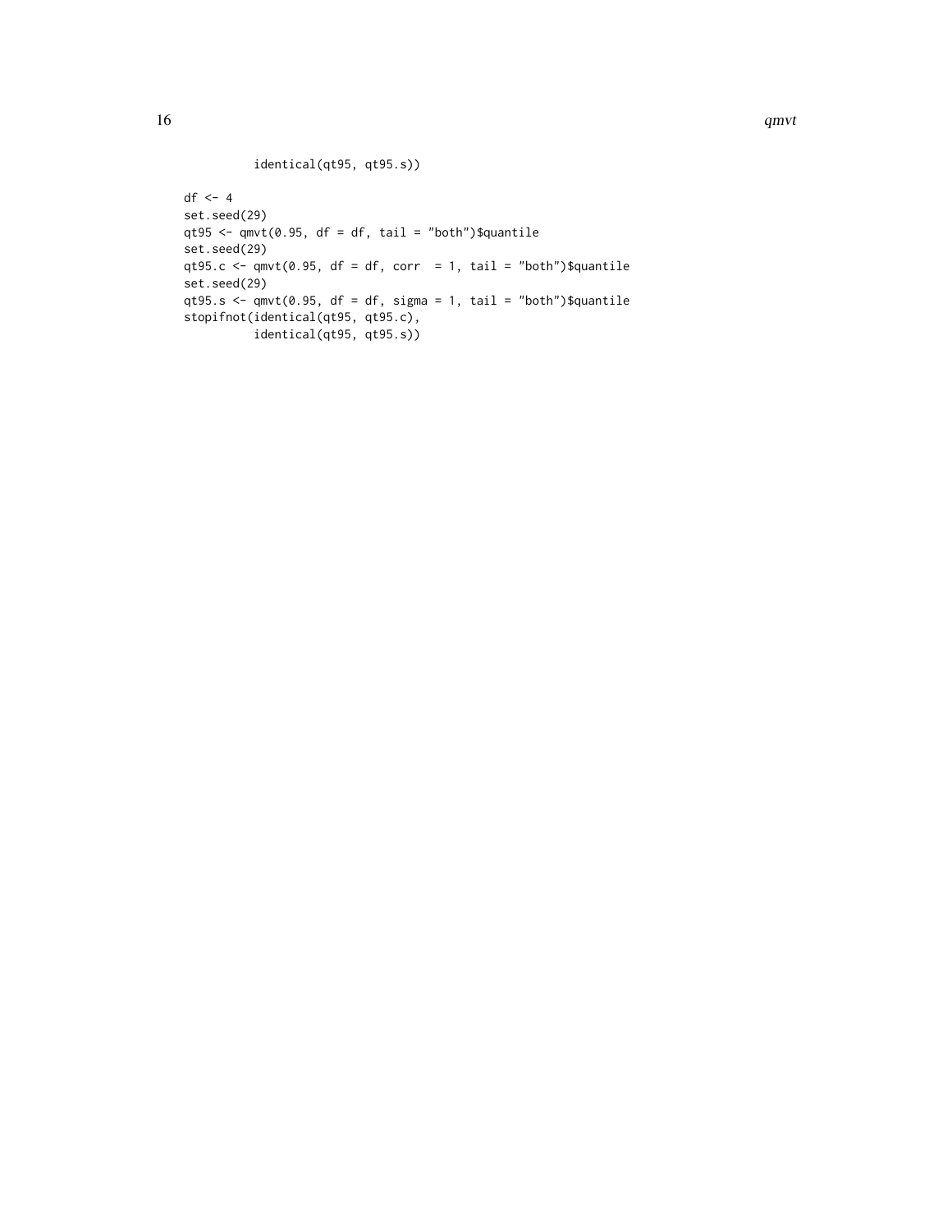```
          identical(qt95, qt95.s))

df <- 4
set.seed(29)
qt95 <- qmvt(0.95, df = df, tail = "both")$quantile
set.seed(29)
qt95.c <- qmvt(0.95, df = df, corr  = 1, tail = "both")$quantile
set.seed(29)
qt95.s <- qmvt(0.95, df = df, sigma = 1, tail = "both")$quantile
stopifnot(identical(qt95, qt95.c),
          identical(qt95, qt95.s))
```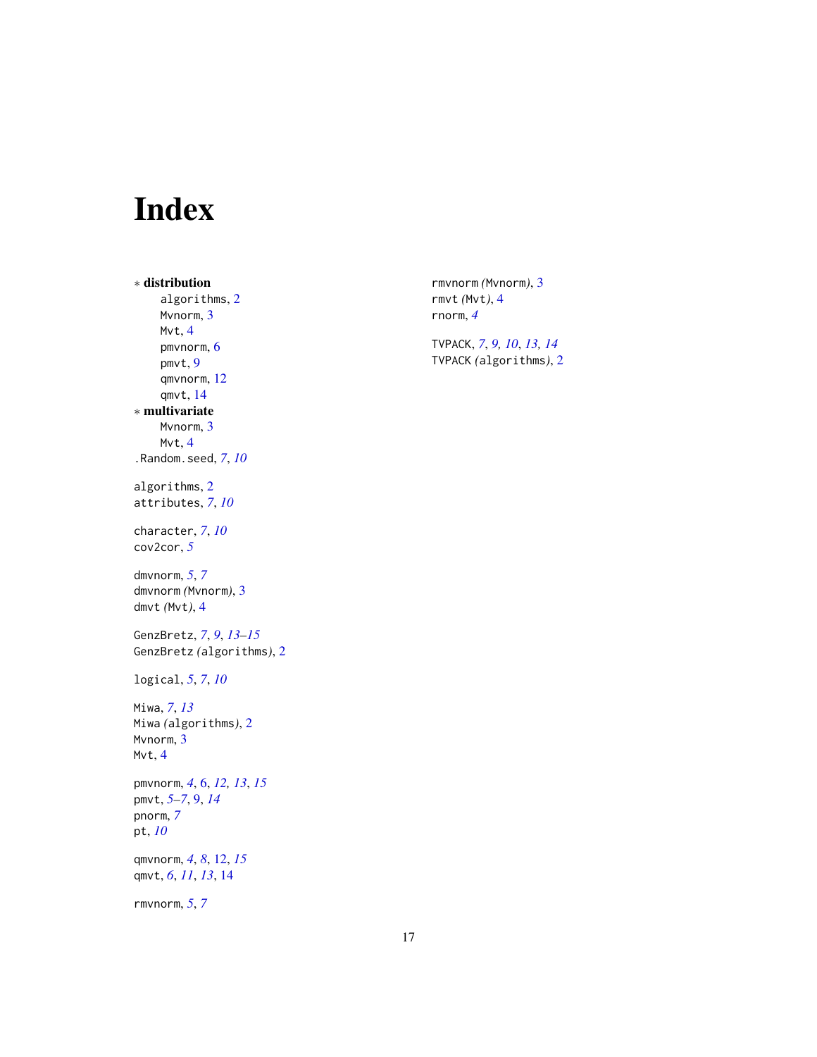# Index

* **distribution**
  - algorithms, 2
  - Mvnorm, 3
  - Mvt, 4
  - pmvnorm, 6
  - pmvt, 9
  - qmvnorm, 12
  - qmvt, 14
* **multivariate**
  - Mvnorm, 3
  - Mvt, 4

.Random.seed, *7*, *10*

algorithms, 2
attributes, *7*, *10*

character, *7*, *10*
cov2cor, *5*

dmvnorm, *5*, *7*
dmvnorm *(*Mvnorm*)*, 3
dmvt *(*Mvt*)*, 4

GenzBretz, *7*, *9*, *13–15*
GenzBretz *(*algorithms*)*, 2

logical, *5*, *7*, *10*

Miwa, *7*, *13*
Miwa *(*algorithms*)*, 2
Mvnorm, 3
Mvt, 4

pmvnorm, *4*, 6, *12*, *13*, *15*
pmvt, *5–7*, 9, *14*
pnorm, *7*
pt, *10*

qmvnorm, *4*, *8*, 12, *15*
qmvt, *6*, *11*, *13*, 14

rmvnorm, *5*, *7*
rmvnorm *(*Mvnorm*)*, 3
rmvt *(*Mvt*)*, 4
rnorm, *4*

TVPACK, *7*, *9*, *10*, *13*, *14*
TVPACK *(*algorithms*)*, 2